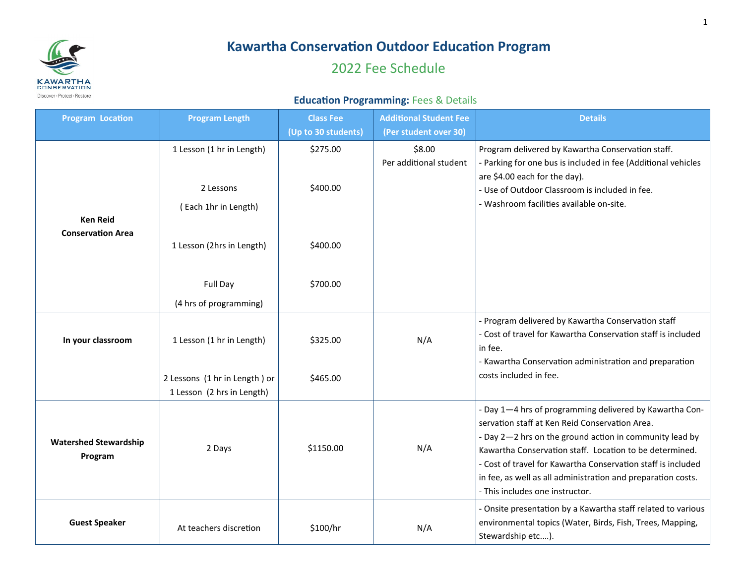# Kawartha Conservation Outdoor Education Program

## 2022 Fee Schedule

### Education Programming: Fees & Details

| Program Location | Program Length | Class Fee (Up to 30 students) | Additional Student Fee (Per student over 30) | Details |
|---|---|---|---|---|
| **Ken Reid Conservation Area** | 1 Lesson (1 hr in Length) | $275.00 | $8.00 Per additional student | Program delivered by Kawartha Conservation staff.<br>- Parking for one bus is included in fee (Additional vehicles are $4.00 each for the day).<br>- Use of Outdoor Classroom is included in fee.<br>- Washroom facilities available on-site. |
| | 2 Lessons ( Each 1hr in Length) | $400.00 | | |
| | 1 Lesson (2hrs in Length) | $400.00 | | |
| | Full Day (4 hrs of programming) | $700.00 | | |
| **In your classroom** | 1 Lesson (1 hr in Length) | $325.00 | N/A | - Program delivered by Kawartha Conservation staff<br>- Cost of travel for Kawartha Conservation staff is included in fee.<br>- Kawartha Conservation administration and preparation costs included in fee. |
| | 2 Lessons (1 hr in Length ) or 1 Lesson (2 hrs in Length) | $465.00 | | |
| **Watershed Stewardship Program** | 2 Days | $1150.00 | N/A | - Day 1—4 hrs of programming delivered by Kawartha Conservation staff at Ken Reid Conservation Area.<br>- Day 2—2 hrs on the ground action in community lead by Kawartha Conservation staff. Location to be determined.<br>- Cost of travel for Kawartha Conservation staff is included in fee, as well as all administration and preparation costs.<br>- This includes one instructor. |
| **Guest Speaker** | At teachers discretion | $100/hr | N/A | - Onsite presentation by a Kawartha staff related to various environmental topics (Water, Birds, Fish, Trees, Mapping, Stewardship etc.…). |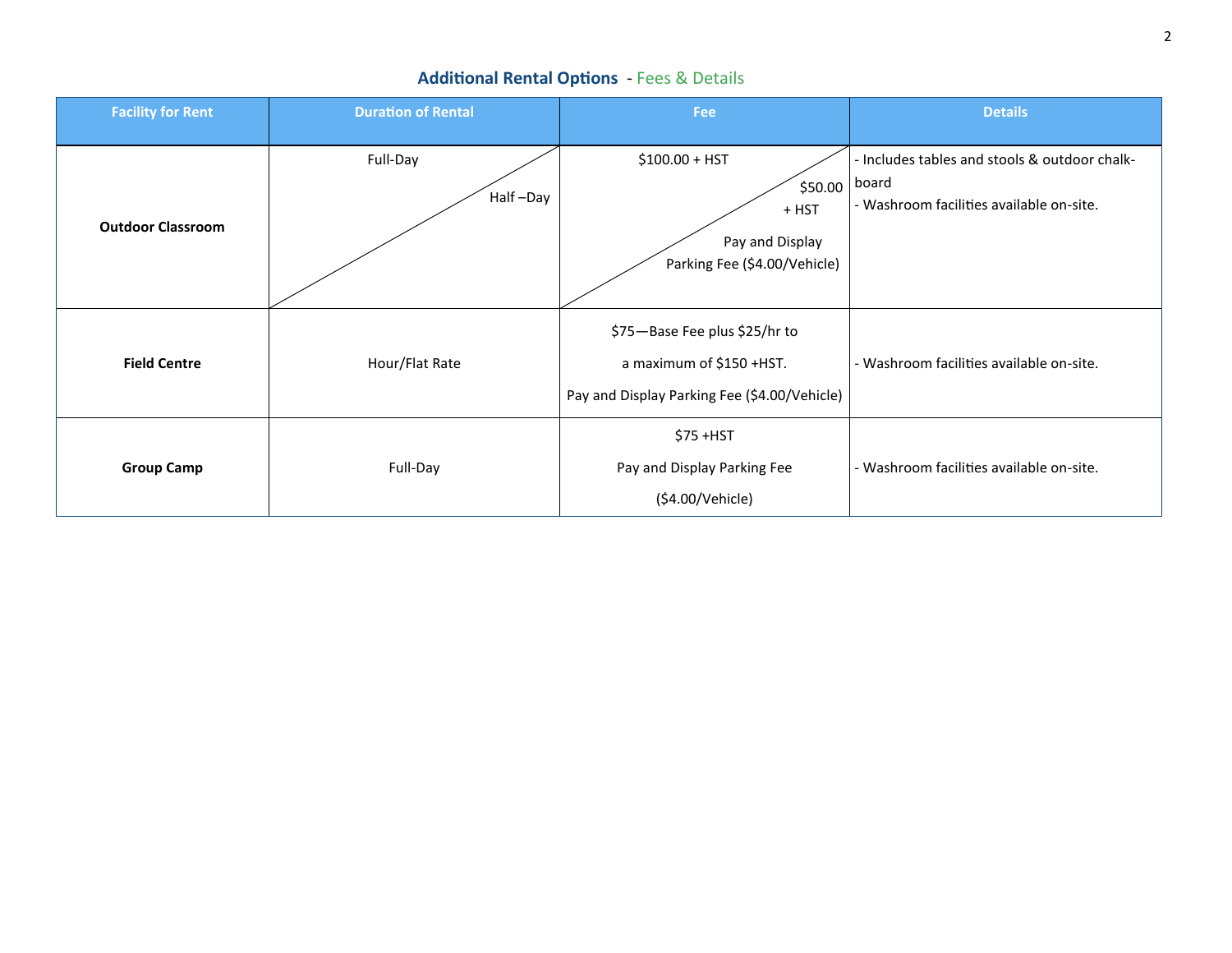## Additional Rental Options - Fees & Details

| Facility for Rent | Duration of Rental | Fee | Details |
|---|---|---|---|
| **Outdoor Classroom** | Full-Day / Half –Day | $100.00 + HST / $50.00 + HST<br>Pay and Display Parking Fee ($4.00/Vehicle) | - Includes tables and stools & outdoor chalk-board<br>- Washroom facilities available on-site. |
| **Field Centre** | Hour/Flat Rate | $75—Base Fee plus $25/hr to a maximum of $150 +HST.<br>Pay and Display Parking Fee ($4.00/Vehicle) | - Washroom facilities available on-site. |
| **Group Camp** | Full-Day | $75 +HST<br>Pay and Display Parking Fee ($4.00/Vehicle) | - Washroom facilities available on-site. |